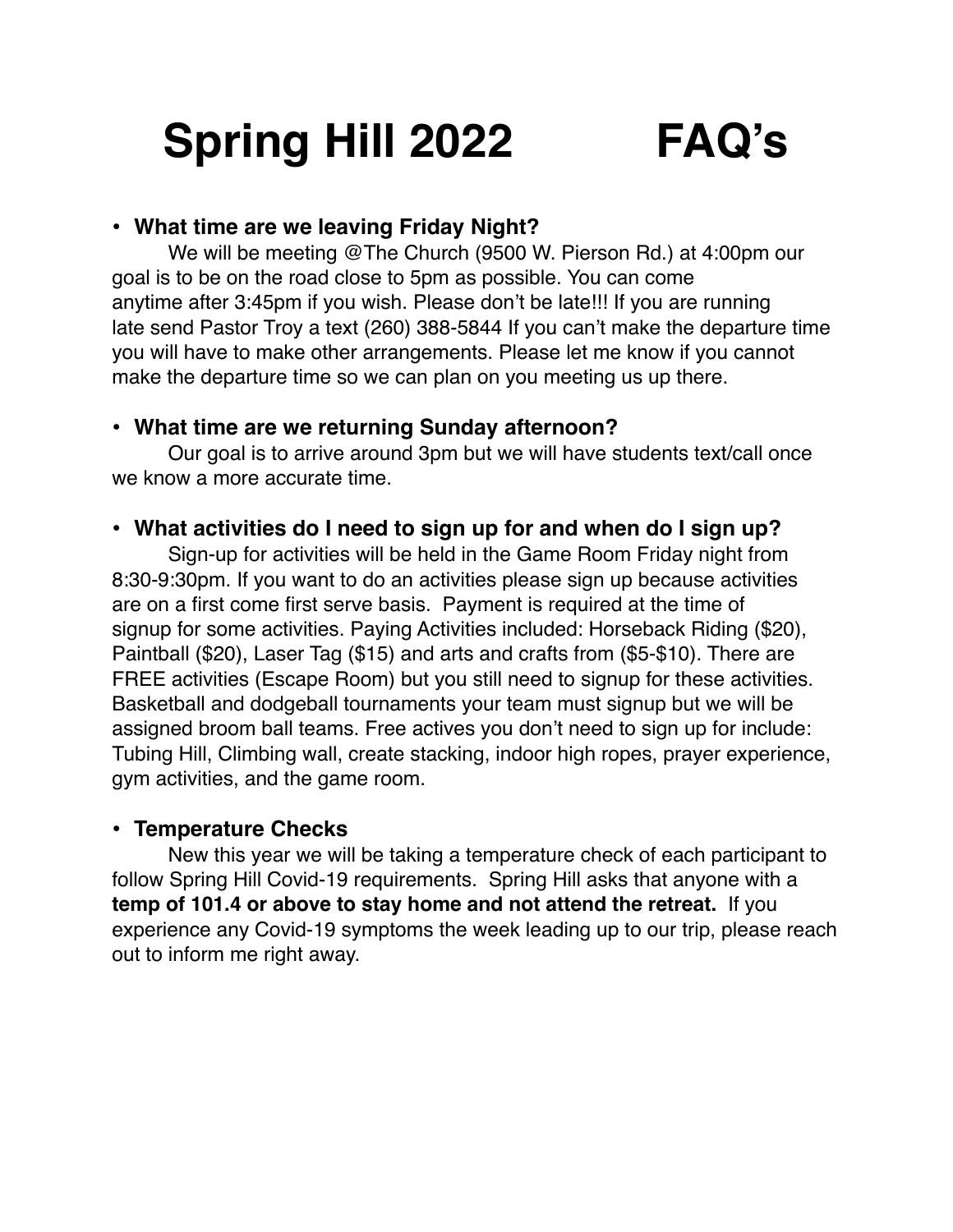# Spring Hill 2022 FAQ's

- **What time are we leaving Friday Night?**

  We will be meeting @The Church (9500 W. Pierson Rd.) at 4:00pm our goal is to be on the road close to 5pm as possible. You can come anytime after 3:45pm if you wish. Please don't be late!!! If you are running late send Pastor Troy a text (260) 388-5844 If you can't make the departure time you will have to make other arrangements. Please let me know if you cannot make the departure time so we can plan on you meeting us up there.

- **What time are we returning Sunday afternoon?**

  Our goal is to arrive around 3pm but we will have students text/call once we know a more accurate time.

- **What activities do I need to sign up for and when do I sign up?**

  Sign-up for activities will be held in the Game Room Friday night from 8:30-9:30pm. If you want to do an activities please sign up because activities are on a first come first serve basis. Payment is required at the time of signup for some activities. Paying Activities included: Horseback Riding ($20), Paintball ($20), Laser Tag ($15) and arts and crafts from ($5-$10). There are FREE activities (Escape Room) but you still need to signup for these activities. Basketball and dodgeball tournaments your team must signup but we will be assigned broom ball teams. Free actives you don't need to sign up for include: Tubing Hill, Climbing wall, create stacking, indoor high ropes, prayer experience, gym activities, and the game room.

- **Temperature Checks**

  New this year we will be taking a temperature check of each participant to follow Spring Hill Covid-19 requirements. Spring Hill asks that anyone with a **temp of 101.4 or above to stay home and not attend the retreat.** If you experience any Covid-19 symptoms the week leading up to our trip, please reach out to inform me right away.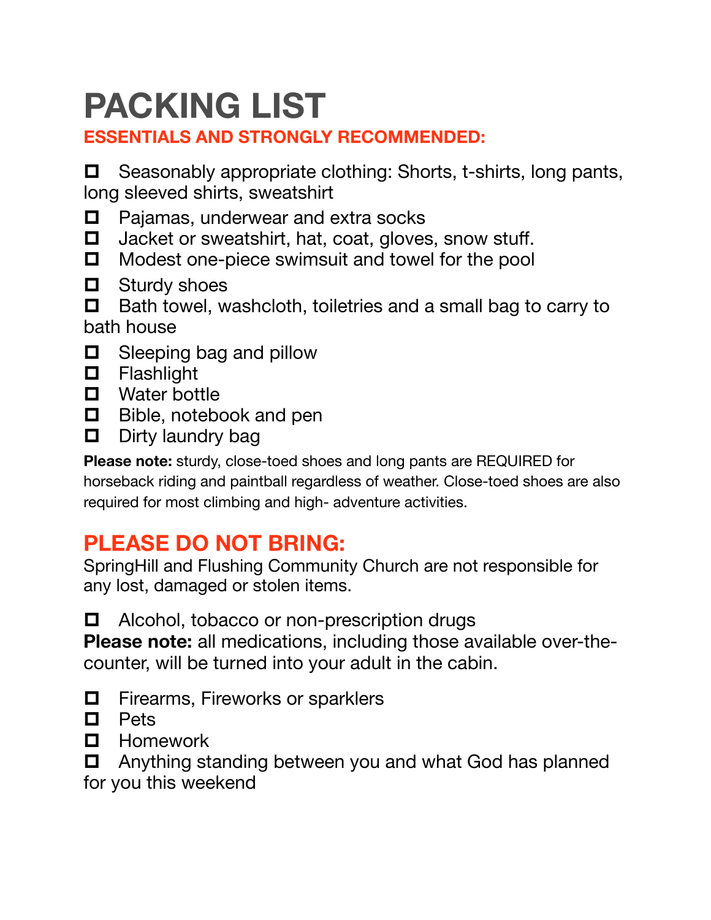# PACKING LIST

## ESSENTIALS AND STRONGLY RECOMMENDED:

- [ ] Seasonably appropriate clothing: Shorts, t-shirts, long pants, long sleeved shirts, sweatshirt
- [ ] Pajamas, underwear and extra socks
- [ ] Jacket or sweatshirt, hat, coat, gloves, snow stuff.
- [ ] Modest one-piece swimsuit and towel for the pool
- [ ] Sturdy shoes
- [ ] Bath towel, washcloth, toiletries and a small bag to carry to bath house
- [ ] Sleeping bag and pillow
- [ ] Flashlight
- [ ] Water bottle
- [ ] Bible, notebook and pen
- [ ] Dirty laundry bag

**Please note:** sturdy, close-toed shoes and long pants are REQUIRED for horseback riding and paintball regardless of weather. Close-toed shoes are also required for most climbing and high- adventure activities.

## PLEASE DO NOT BRING:

SpringHill and Flushing Community Church are not responsible for any lost, damaged or stolen items.

- [ ] Alcohol, tobacco or non-prescription drugs

**Please note:** all medications, including those available over-the-counter, will be turned into your adult in the cabin.

- [ ] Firearms, Fireworks or sparklers
- [ ] Pets
- [ ] Homework
- [ ] Anything standing between you and what God has planned for you this weekend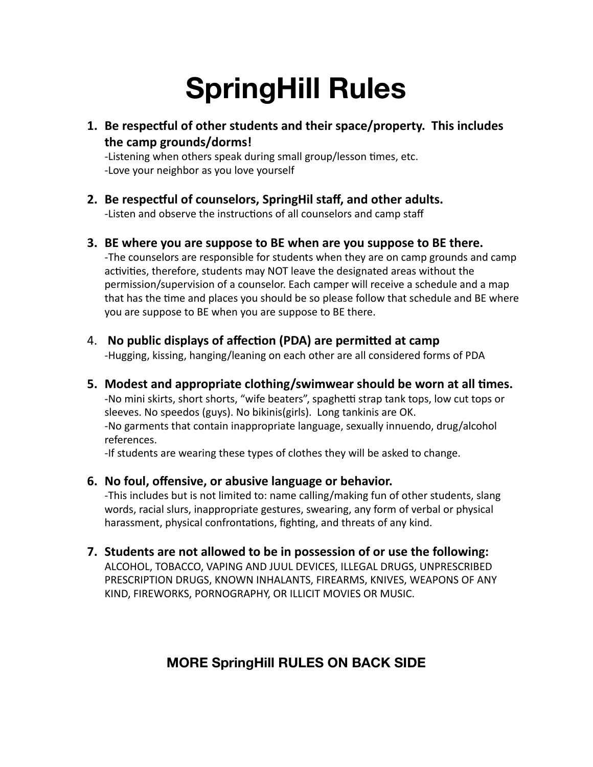# SpringHill Rules

1. **Be respectful of other students and their space/property. This includes the camp grounds/dorms!**
   -Listening when others speak during small group/lesson times, etc.
   -Love your neighbor as you love yourself

2. **Be respectful of counselors, SpringHil staff, and other adults.**
   -Listen and observe the instructions of all counselors and camp staff

3. **BE where you are suppose to BE when are you suppose to BE there.**
   -The counselors are responsible for students when they are on camp grounds and camp activities, therefore, students may NOT leave the designated areas without the permission/supervision of a counselor. Each camper will receive a schedule and a map that has the time and places you should be so please follow that schedule and BE where you are suppose to BE when you are suppose to BE there.

4. **No public displays of affection (PDA) are permitted at camp**
   -Hugging, kissing, hanging/leaning on each other are all considered forms of PDA

5. **Modest and appropriate clothing/swimwear should be worn at all times.**
   -No mini skirts, short shorts, "wife beaters", spaghetti strap tank tops, low cut tops or sleeves. No speedos (guys). No bikinis(girls). Long tankinis are OK.
   -No garments that contain inappropriate language, sexually innuendo, drug/alcohol references.
   -If students are wearing these types of clothes they will be asked to change.

6. **No foul, offensive, or abusive language or behavior.**
   -This includes but is not limited to: name calling/making fun of other students, slang words, racial slurs, inappropriate gestures, swearing, any form of verbal or physical harassment, physical confrontations, fighting, and threats of any kind.

7. **Students are not allowed to be in possession of or use the following:**
   ALCOHOL, TOBACCO, VAPING AND JUUL DEVICES, ILLEGAL DRUGS, UNPRESCRIBED PRESCRIPTION DRUGS, KNOWN INHALANTS, FIREARMS, KNIVES, WEAPONS OF ANY KIND, FIREWORKS, PORNOGRAPHY, OR ILLICIT MOVIES OR MUSIC.

**MORE SpringHill RULES ON BACK SIDE**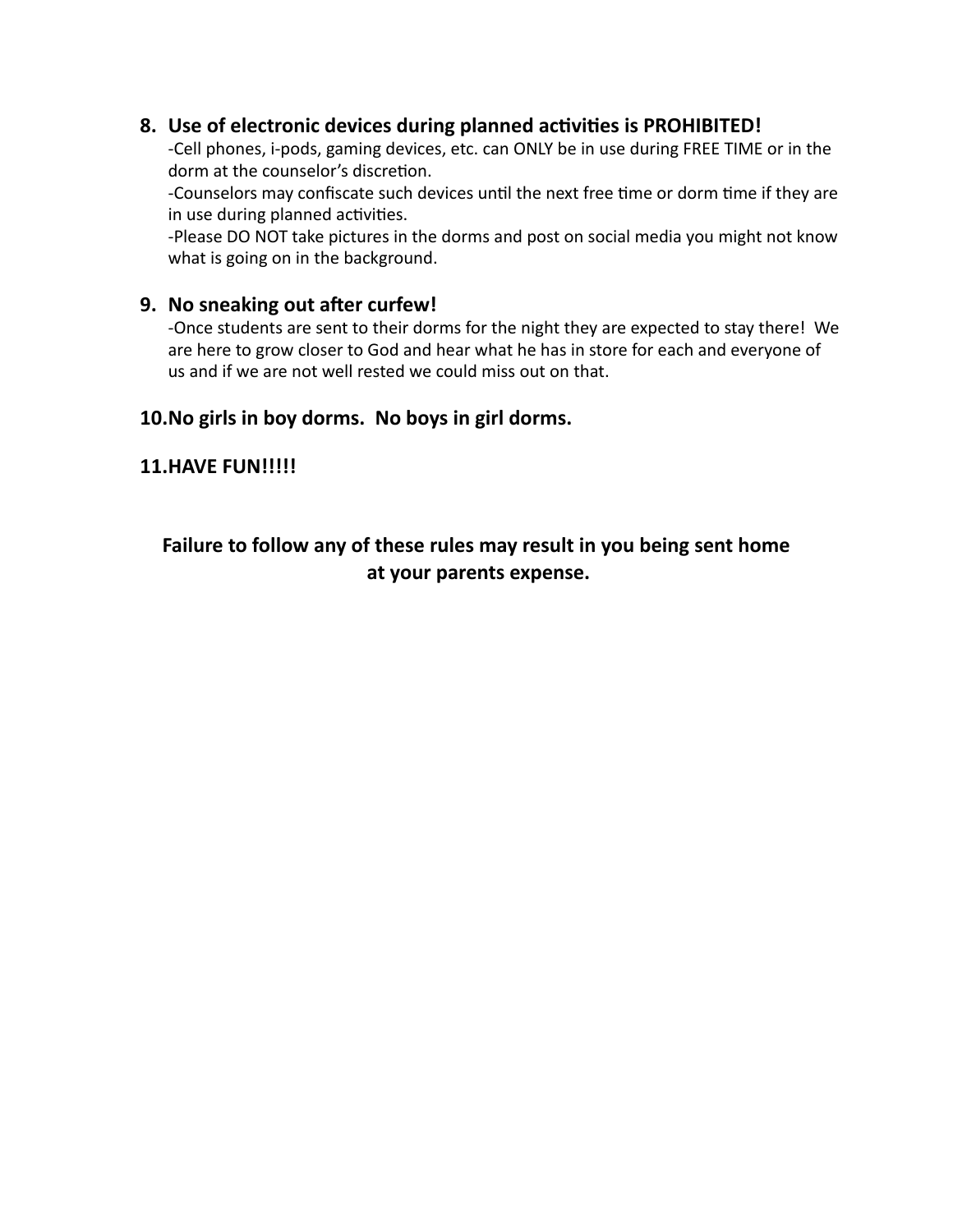8. **Use of electronic devices during planned activities is PROHIBITED!**
   -Cell phones, i-pods, gaming devices, etc. can ONLY be in use during FREE TIME or in the dorm at the counselor's discretion.
   -Counselors may confiscate such devices until the next free time or dorm time if they are in use during planned activities.
   -Please DO NOT take pictures in the dorms and post on social media you might not know what is going on in the background.

9. **No sneaking out after curfew!**
   -Once students are sent to their dorms for the night they are expected to stay there! We are here to grow closer to God and hear what he has in store for each and everyone of us and if we are not well rested we could miss out on that.

10. **No girls in boy dorms. No boys in girl dorms.**

11. **HAVE FUN!!!!!**

**Failure to follow any of these rules may result in you being sent home at your parents expense.**